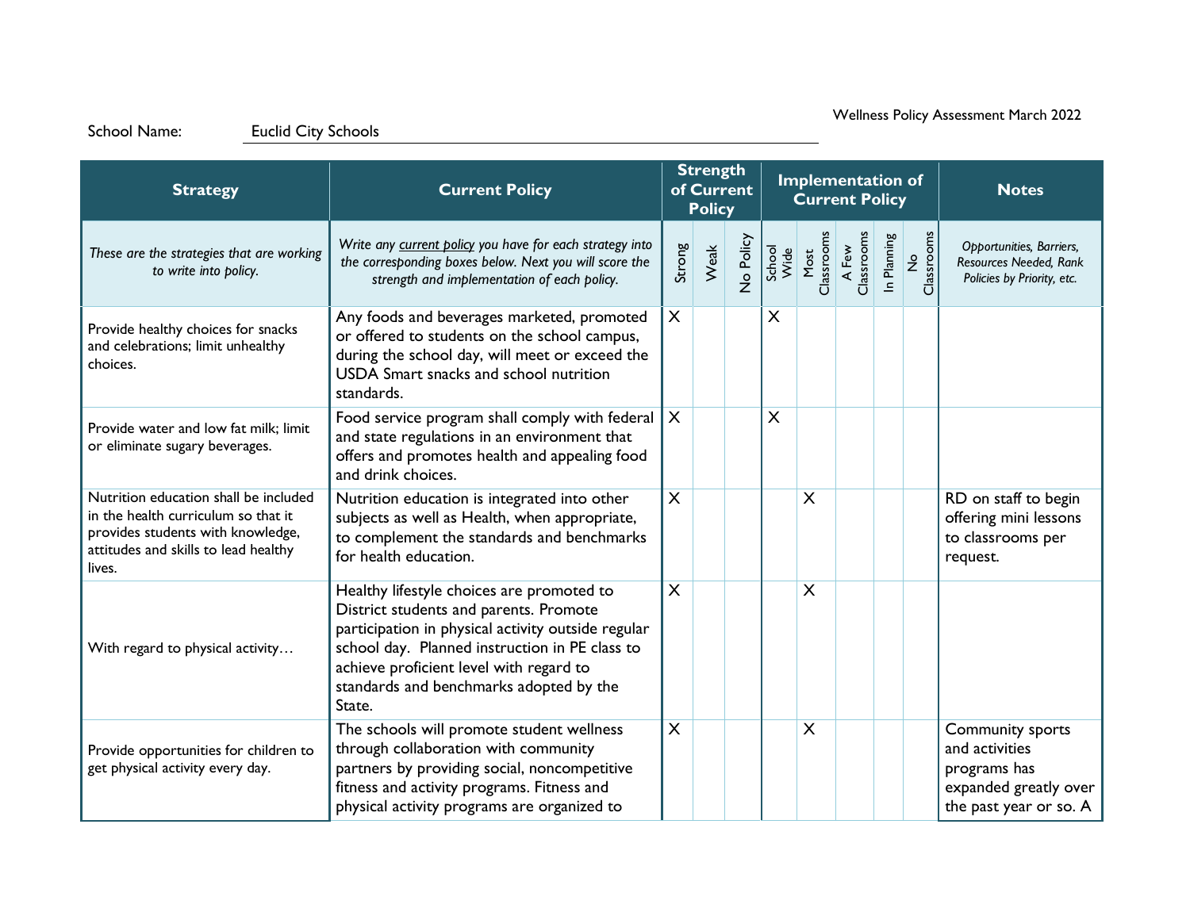Wellness Policy Assessment March 2022

School Name: Euclid City Schools

| Strategy | Current Policy | Strength of Current Policy | | | Implementation of Current Policy | | | | | Notes |
|---|---|---|---|---|---|---|---|---|---|---|
| *These are the strategies that are working to write into policy.* | *Write any current policy you have for each strategy into the corresponding boxes below. Next you will score the strength and implementation of each policy.* | Strong | Weak | No Policy | School Wide | Most Classrooms | A Few Classrooms | In Planning | No Classrooms | *Opportunities, Barriers, Resources Needed, Rank Policies by Priority, etc.* |
| Provide healthy choices for snacks and celebrations; limit unhealthy choices. | Any foods and beverages marketed, promoted or offered to students on the school campus, during the school day, will meet or exceed the USDA Smart snacks and school nutrition standards. | X | | | X | | | | | |
| Provide water and low fat milk; limit or eliminate sugary beverages. | Food service program shall comply with federal and state regulations in an environment that offers and promotes health and appealing food and drink choices. | X | | | X | | | | | |
| Nutrition education shall be included in the health curriculum so that it provides students with knowledge, attitudes and skills to lead healthy lives. | Nutrition education is integrated into other subjects as well as Health, when appropriate, to complement the standards and benchmarks for health education. | X | | | | X | | | | RD on staff to begin offering mini lessons to classrooms per request. |
| With regard to physical activity… | Healthy lifestyle choices are promoted to District students and parents. Promote participation in physical activity outside regular school day. Planned instruction in PE class to achieve proficient level with regard to standards and benchmarks adopted by the State. | X | | | | X | | | | |
| Provide opportunities for children to get physical activity every day. | The schools will promote student wellness through collaboration with community partners by providing social, noncompetitive fitness and activity programs. Fitness and physical activity programs are organized to | X | | | | X | | | | Community sports and activities programs has expanded greatly over the past year or so. A |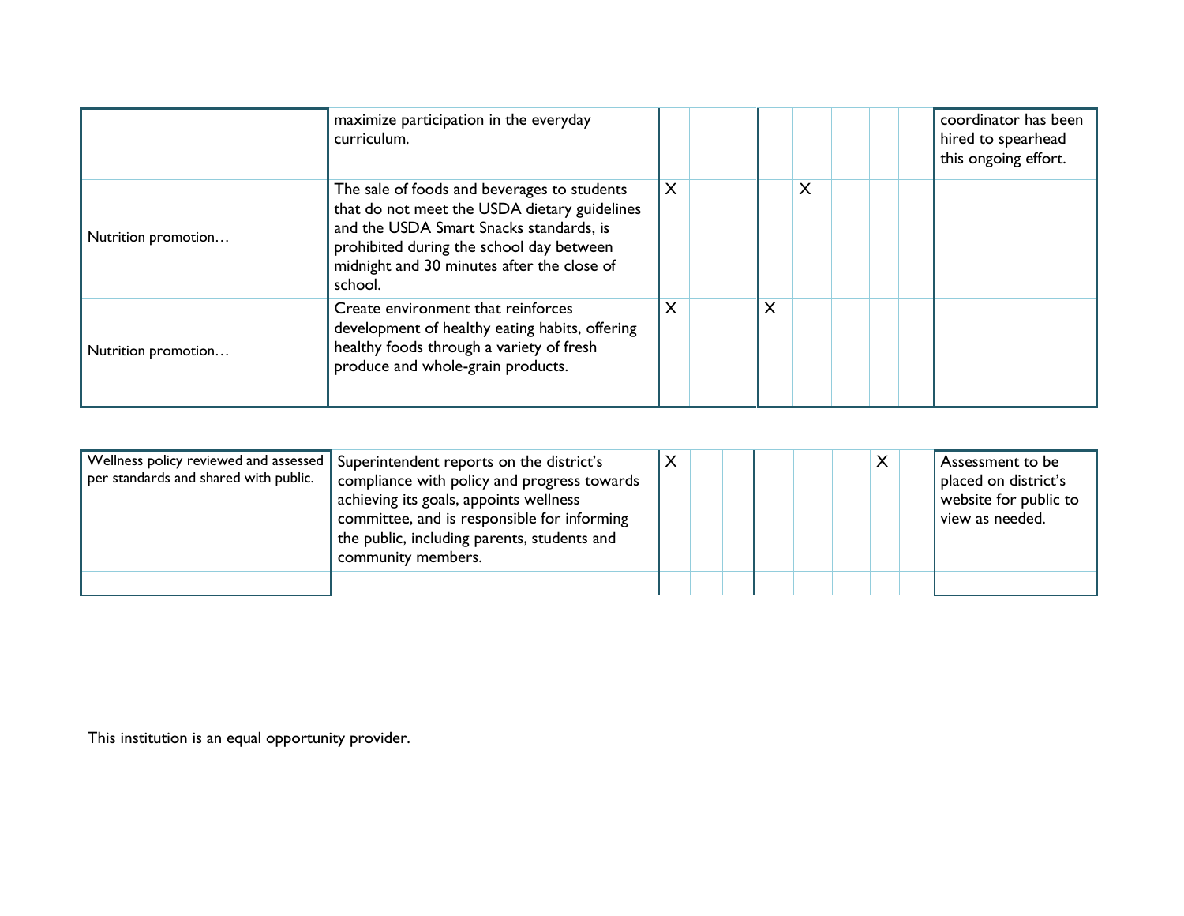| | | | | | | | | | | |
|---|---|---|---|---|---|---|---|---|---|---|
| | maximize participation in the everyday curriculum. | | | | | | | | | coordinator has been hired to spearhead this ongoing effort. |
| Nutrition promotion… | The sale of foods and beverages to students that do not meet the USDA dietary guidelines and the USDA Smart Snacks standards, is prohibited during the school day between midnight and 30 minutes after the close of school. | X | | | | X | | | | |
| Nutrition promotion… | Create environment that reinforces development of healthy eating habits, offering healthy foods through a variety of fresh produce and whole-grain products. | X | | | X | | | | | |

| | | | | | | | | | | |
|---|---|---|---|---|---|---|---|---|---|---|
| Wellness policy reviewed and assessed per standards and shared with public. | Superintendent reports on the district's compliance with policy and progress towards achieving its goals, appoints wellness committee, and is responsible for informing the public, including parents, students and community members. | X | | | | | | X | | Assessment to be placed on district's website for public to view as needed. |
| | | | | | | | | | | |

This institution is an equal opportunity provider.